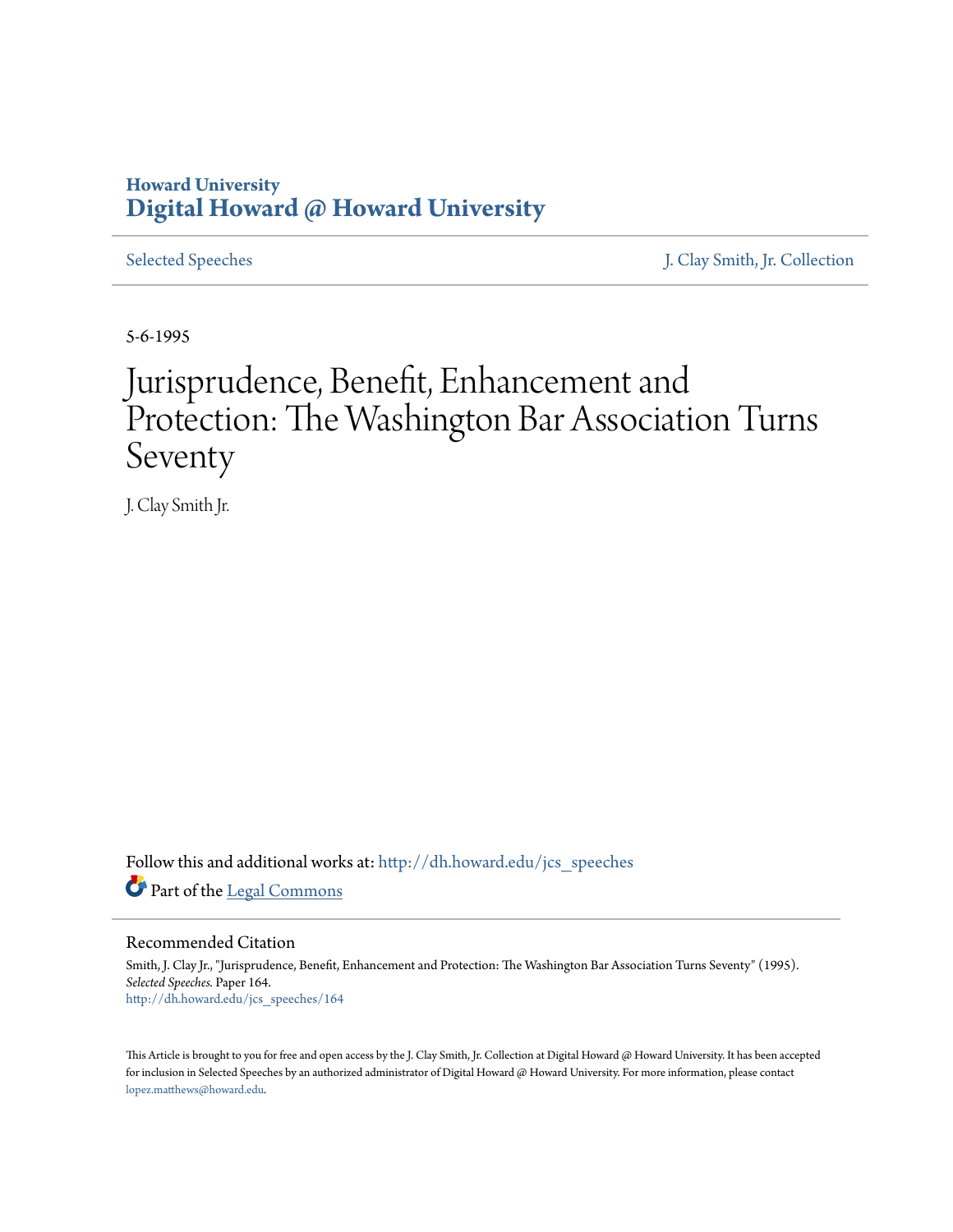Howard University
**Digital Howard @ Howard University**

Selected Speeches | J. Clay Smith, Jr. Collection

5-6-1995

# Jurisprudence, Benefit, Enhancement and Protection: The Washington Bar Association Turns Seventy

J. Clay Smith Jr.

Follow this and additional works at: http://dh.howard.edu/jcs_speeches

Part of the Legal Commons

## Recommended Citation

Smith, J. Clay Jr., "Jurisprudence, Benefit, Enhancement and Protection: The Washington Bar Association Turns Seventy" (1995). *Selected Speeches*. Paper 164.
http://dh.howard.edu/jcs_speeches/164

This Article is brought to you for free and open access by the J. Clay Smith, Jr. Collection at Digital Howard @ Howard University. It has been accepted for inclusion in Selected Speeches by an authorized administrator of Digital Howard @ Howard University. For more information, please contact lopez.matthews@howard.edu.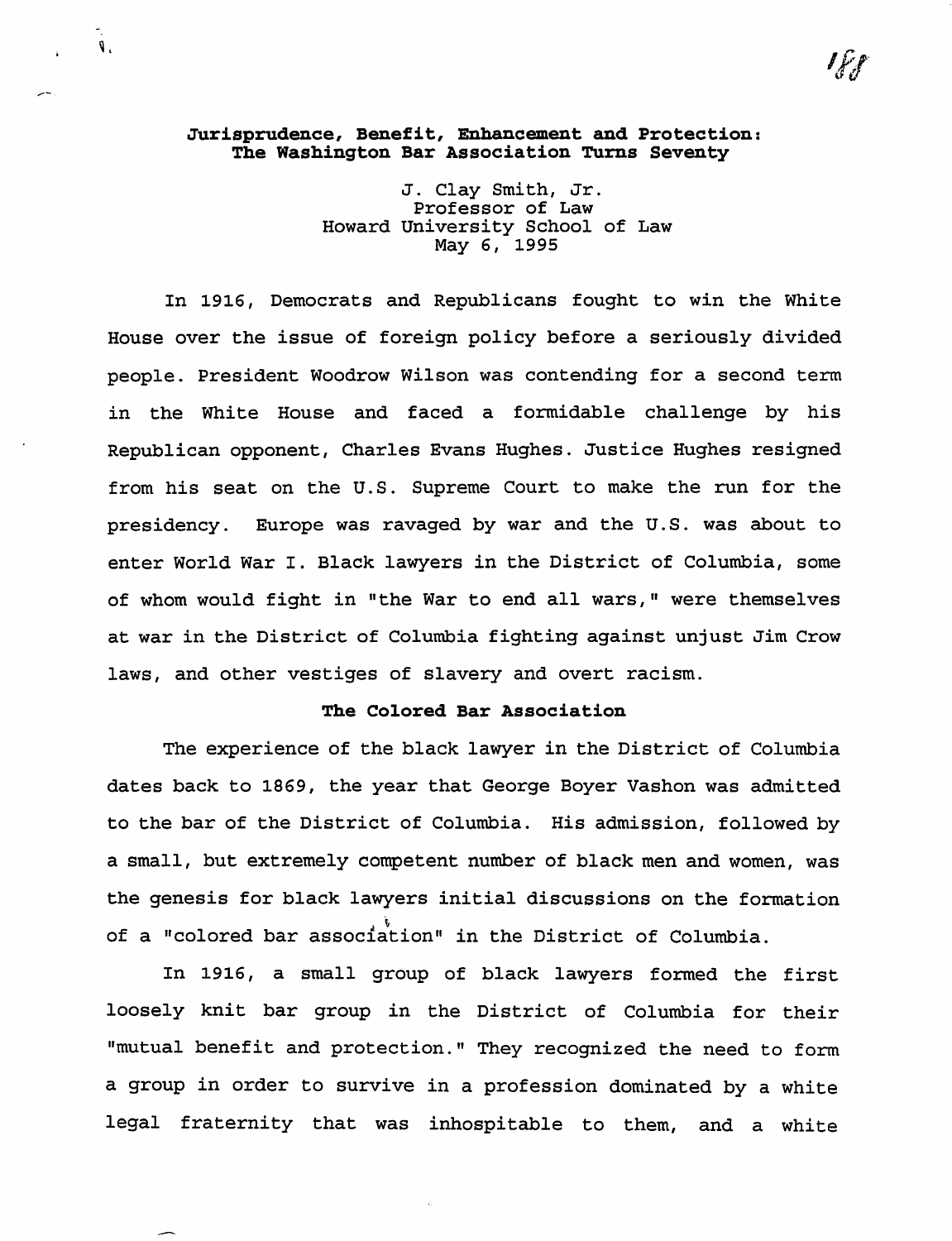**Jurisprudence, Benefit, Enhancement and Protection: The Washington Bar Association Turns Seventy**

J. Clay Smith, Jr.
Professor of Law
Howard University School of Law
May 6, 1995

In 1916, Democrats and Republicans fought to win the White House over the issue of foreign policy before a seriously divided people. President Woodrow Wilson was contending for a second term in the White House and faced a formidable challenge by his Republican opponent, Charles Evans Hughes. Justice Hughes resigned from his seat on the U.S. Supreme Court to make the run for the presidency. Europe was ravaged by war and the U.S. was about to enter World War I. Black lawyers in the District of Columbia, some of whom would fight in "the War to end all wars," were themselves at war in the District of Columbia fighting against unjust Jim Crow laws, and other vestiges of slavery and overt racism.

**The Colored Bar Association**

The experience of the black lawyer in the District of Columbia dates back to 1869, the year that George Boyer Vashon was admitted to the bar of the District of Columbia. His admission, followed by a small, but extremely competent number of black men and women, was the genesis for black lawyers initial discussions on the formation of a "colored bar association" in the District of Columbia.

In 1916, a small group of black lawyers formed the first loosely knit bar group in the District of Columbia for their "mutual benefit and protection." They recognized the need to form a group in order to survive in a profession dominated by a white legal fraternity that was inhospitable to them, and a white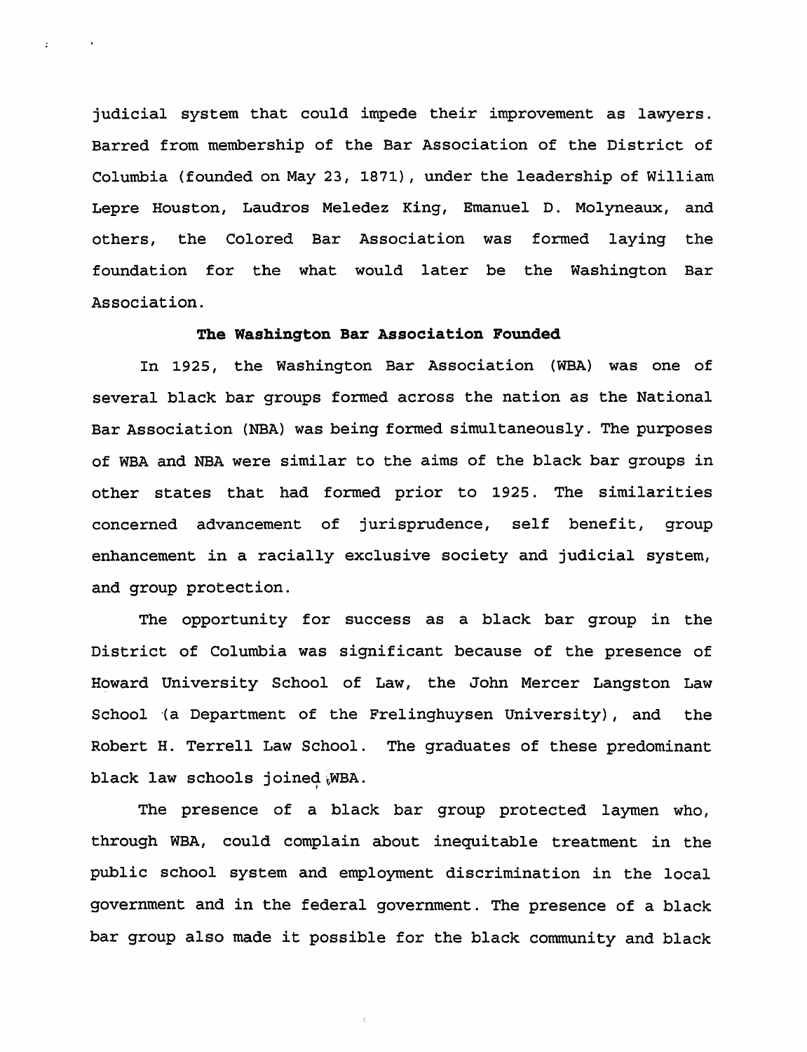judicial system that could impede their improvement as lawyers. Barred from membership of the Bar Association of the District of Columbia (founded on May 23, 1871), under the leadership of William Lepre Houston, Laudros Meledez King, Emanuel D. Molyneaux, and others, the Colored Bar Association was formed laying the foundation for the what would later be the Washington Bar Association.

### The Washington Bar Association Founded

In 1925, the Washington Bar Association (WBA) was one of several black bar groups formed across the nation as the National Bar Association (NBA) was being formed simultaneously. The purposes of WBA and NBA were similar to the aims of the black bar groups in other states that had formed prior to 1925. The similarities concerned advancement of jurisprudence, self benefit, group enhancement in a racially exclusive society and judicial system, and group protection.

The opportunity for success as a black bar group in the District of Columbia was significant because of the presence of Howard University School of Law, the John Mercer Langston Law School (a Department of the Frelinghuysen University), and the Robert H. Terrell Law School. The graduates of these predominant black law schools joined WBA.

The presence of a black bar group protected laymen who, through WBA, could complain about inequitable treatment in the public school system and employment discrimination in the local government and in the federal government. The presence of a black bar group also made it possible for the black community and black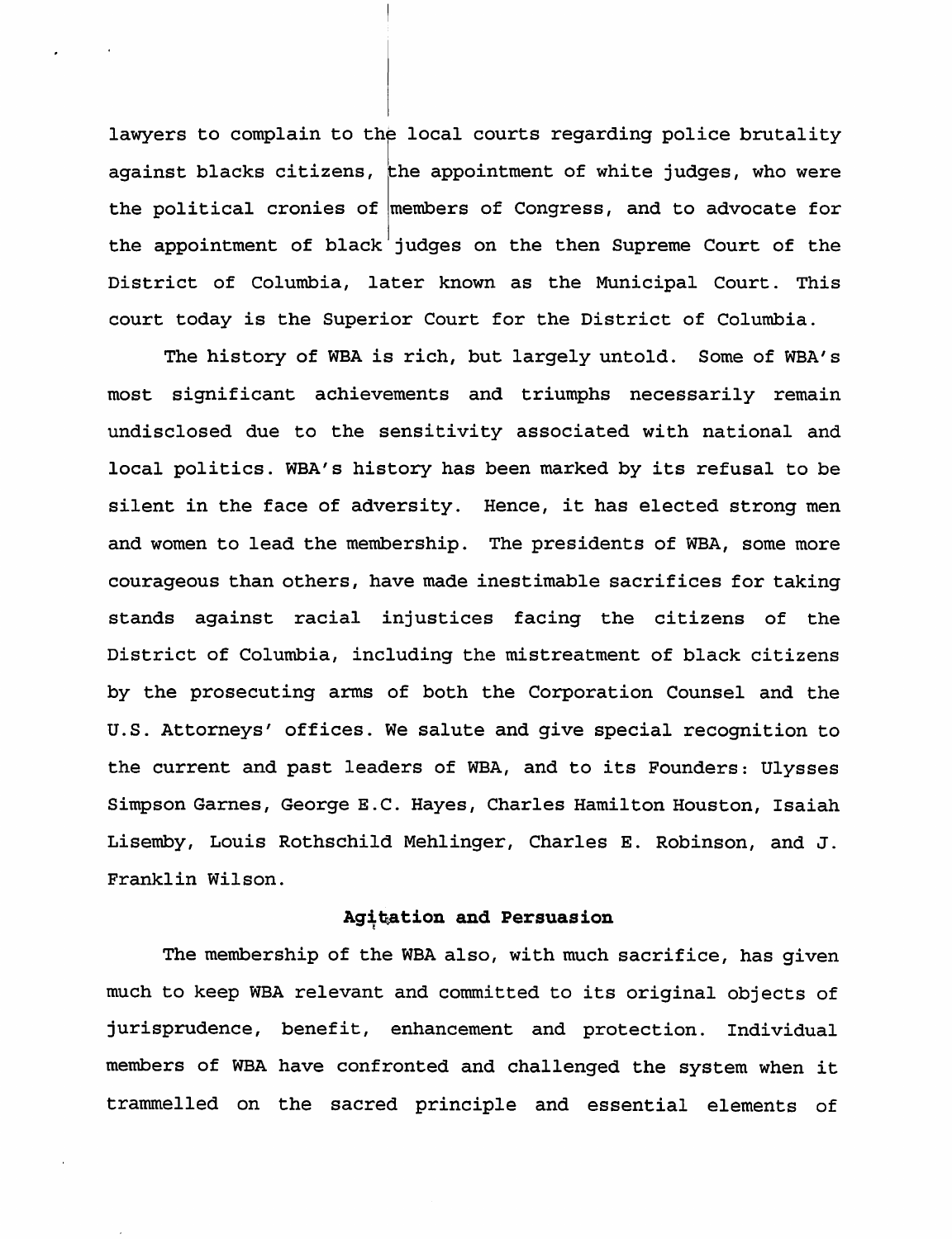lawyers to complain to the local courts regarding police brutality against blacks citizens, the appointment of white judges, who were the political cronies of members of Congress, and to advocate for the appointment of black judges on the then Supreme Court of the District of Columbia, later known as the Municipal Court. This court today is the Superior Court for the District of Columbia.

The history of WBA is rich, but largely untold. Some of WBA's most significant achievements and triumphs necessarily remain undisclosed due to the sensitivity associated with national and local politics. WBA's history has been marked by its refusal to be silent in the face of adversity. Hence, it has elected strong men and women to lead the membership. The presidents of WBA, some more courageous than others, have made inestimable sacrifices for taking stands against racial injustices facing the citizens of the District of Columbia, including the mistreatment of black citizens by the prosecuting arms of both the Corporation Counsel and the U.S. Attorneys' offices. We salute and give special recognition to the current and past leaders of WBA, and to its Founders: Ulysses Simpson Garnes, George E.C. Hayes, Charles Hamilton Houston, Isaiah Lisemby, Louis Rothschild Mehlinger, Charles E. Robinson, and J. Franklin Wilson.

## Agitation and Persuasion

The membership of the WBA also, with much sacrifice, has given much to keep WBA relevant and committed to its original objects of jurisprudence, benefit, enhancement and protection. Individual members of WBA have confronted and challenged the system when it trammelled on the sacred principle and essential elements of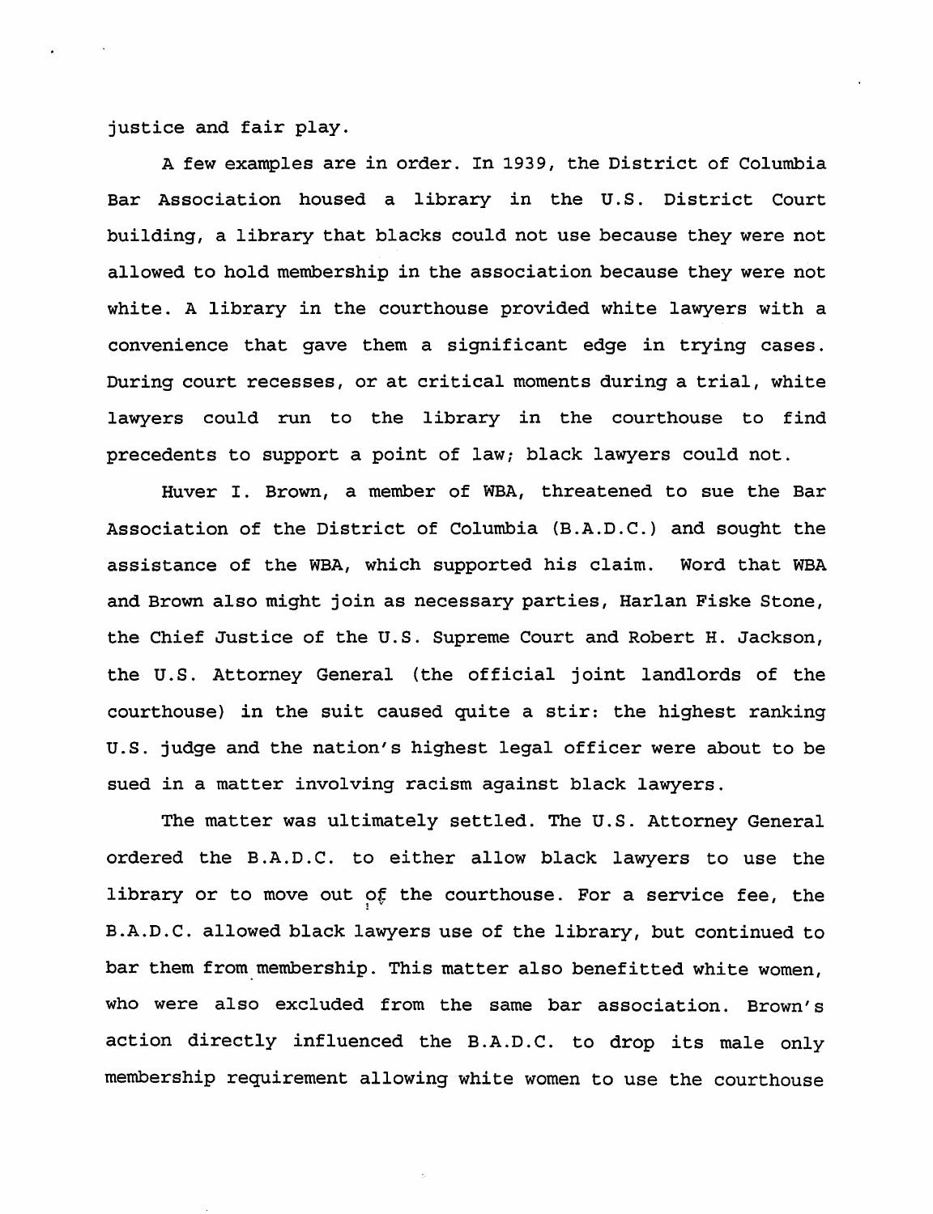justice and fair play.

A few examples are in order. In 1939, the District of Columbia Bar Association housed a library in the U.S. District Court building, a library that blacks could not use because they were not allowed to hold membership in the association because they were not white. A library in the courthouse provided white lawyers with a convenience that gave them a significant edge in trying cases. During court recesses, or at critical moments during a trial, white lawyers could run to the library in the courthouse to find precedents to support a point of law; black lawyers could not.

Huver I. Brown, a member of WBA, threatened to sue the Bar Association of the District of Columbia (B.A.D.C.) and sought the assistance of the WBA, which supported his claim. Word that WBA and Brown also might join as necessary parties, Harlan Fiske Stone, the Chief Justice of the U.S. Supreme Court and Robert H. Jackson, the U.S. Attorney General (the official joint landlords of the courthouse) in the suit caused quite a stir: the highest ranking U.S. judge and the nation's highest legal officer were about to be sued in a matter involving racism against black lawyers.

The matter was ultimately settled. The U.S. Attorney General ordered the B.A.D.C. to either allow black lawyers to use the library or to move out of the courthouse. For a service fee, the B.A.D.C. allowed black lawyers use of the library, but continued to bar them from membership. This matter also benefitted white women, who were also excluded from the same bar association. Brown's action directly influenced the B.A.D.C. to drop its male only membership requirement allowing white women to use the courthouse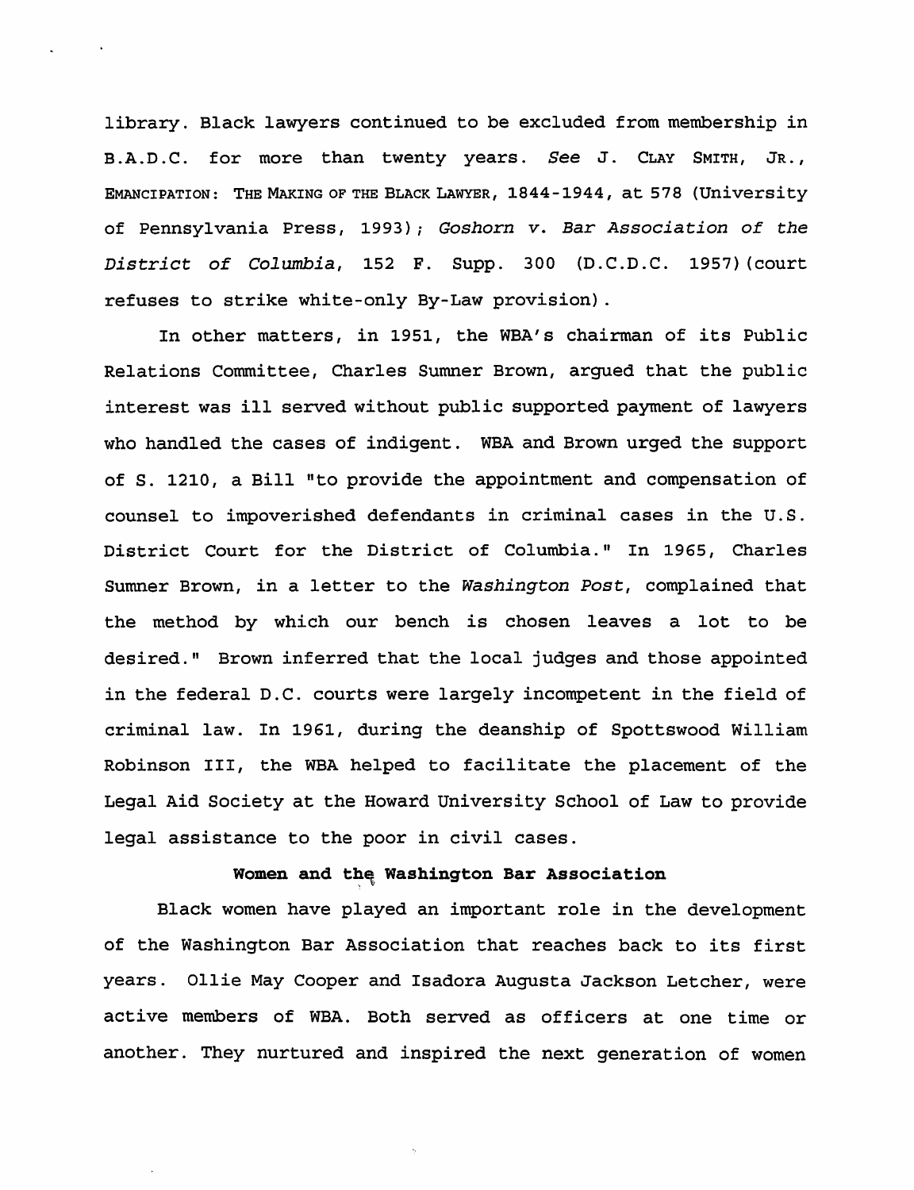library. Black lawyers continued to be excluded from membership in B.A.D.C. for more than twenty years. *See* J. CLAY SMITH, JR., EMANCIPATION: THE MAKING OF THE BLACK LAWYER, 1844-1944, at 578 (University of Pennsylvania Press, 1993); *Goshorn v. Bar Association of the District of Columbia*, 152 F. Supp. 300 (D.C.D.C. 1957)(court refuses to strike white-only By-Law provision).

In other matters, in 1951, the WBA's chairman of its Public Relations Committee, Charles Sumner Brown, argued that the public interest was ill served without public supported payment of lawyers who handled the cases of indigent. WBA and Brown urged the support of S. 1210, a Bill "to provide the appointment and compensation of counsel to impoverished defendants in criminal cases in the U.S. District Court for the District of Columbia." In 1965, Charles Sumner Brown, in a letter to the *Washington Post*, complained that the method by which our bench is chosen leaves a lot to be desired." Brown inferred that the local judges and those appointed in the federal D.C. courts were largely incompetent in the field of criminal law. In 1961, during the deanship of Spottswood William Robinson III, the WBA helped to facilitate the placement of the Legal Aid Society at the Howard University School of Law to provide legal assistance to the poor in civil cases.

**Women and the Washington Bar Association**

Black women have played an important role in the development of the Washington Bar Association that reaches back to its first years. Ollie May Cooper and Isadora Augusta Jackson Letcher, were active members of WBA. Both served as officers at one time or another. They nurtured and inspired the next generation of women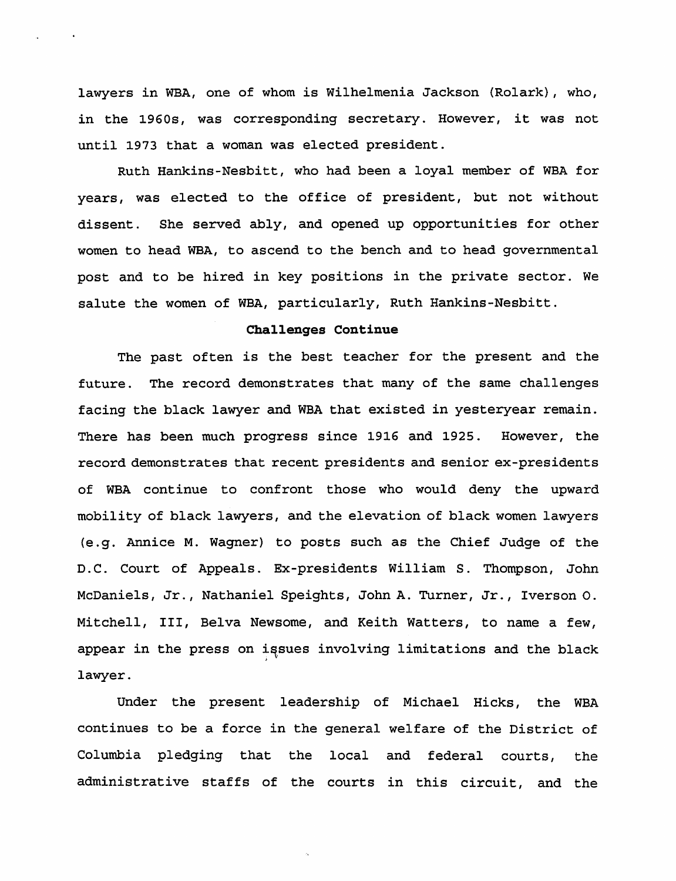lawyers in WBA, one of whom is Wilhelmenia Jackson (Rolark), who, in the 1960s, was corresponding secretary. However, it was not until 1973 that a woman was elected president.

Ruth Hankins-Nesbitt, who had been a loyal member of WBA for years, was elected to the office of president, but not without dissent. She served ably, and opened up opportunities for other women to head WBA, to ascend to the bench and to head governmental post and to be hired in key positions in the private sector. We salute the women of WBA, particularly, Ruth Hankins-Nesbitt.

**Challenges Continue**

The past often is the best teacher for the present and the future. The record demonstrates that many of the same challenges facing the black lawyer and WBA that existed in yesteryear remain. There has been much progress since 1916 and 1925. However, the record demonstrates that recent presidents and senior ex-presidents of WBA continue to confront those who would deny the upward mobility of black lawyers, and the elevation of black women lawyers (e.g. Annice M. Wagner) to posts such as the Chief Judge of the D.C. Court of Appeals. Ex-presidents William S. Thompson, John McDaniels, Jr., Nathaniel Speights, John A. Turner, Jr., Iverson O. Mitchell, III, Belva Newsome, and Keith Watters, to name a few, appear in the press on issues involving limitations and the black lawyer.

Under the present leadership of Michael Hicks, the WBA continues to be a force in the general welfare of the District of Columbia pledging that the local and federal courts, the administrative staffs of the courts in this circuit, and the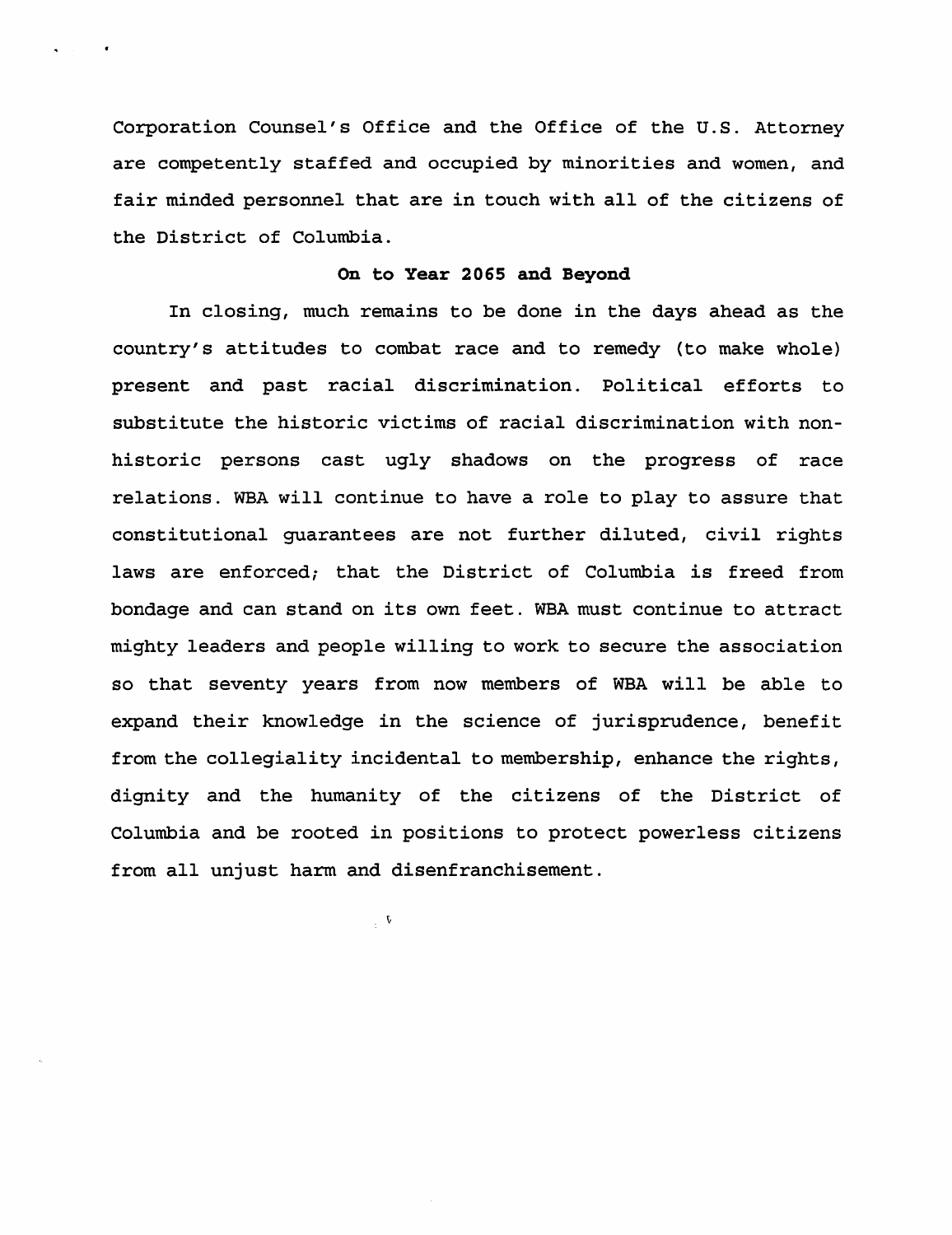Corporation Counsel's Office and the Office of the U.S. Attorney are competently staffed and occupied by minorities and women, and fair minded personnel that are in touch with all of the citizens of the District of Columbia.

## On to Year 2065 and Beyond

In closing, much remains to be done in the days ahead as the country's attitudes to combat race and to remedy (to make whole) present and past racial discrimination. Political efforts to substitute the historic victims of racial discrimination with non-historic persons cast ugly shadows on the progress of race relations. WBA will continue to have a role to play to assure that constitutional guarantees are not further diluted, civil rights laws are enforced; that the District of Columbia is freed from bondage and can stand on its own feet. WBA must continue to attract mighty leaders and people willing to work to secure the association so that seventy years from now members of WBA will be able to expand their knowledge in the science of jurisprudence, benefit from the collegiality incidental to membership, enhance the rights, dignity and the humanity of the citizens of the District of Columbia and be rooted in positions to protect powerless citizens from all unjust harm and disenfranchisement.